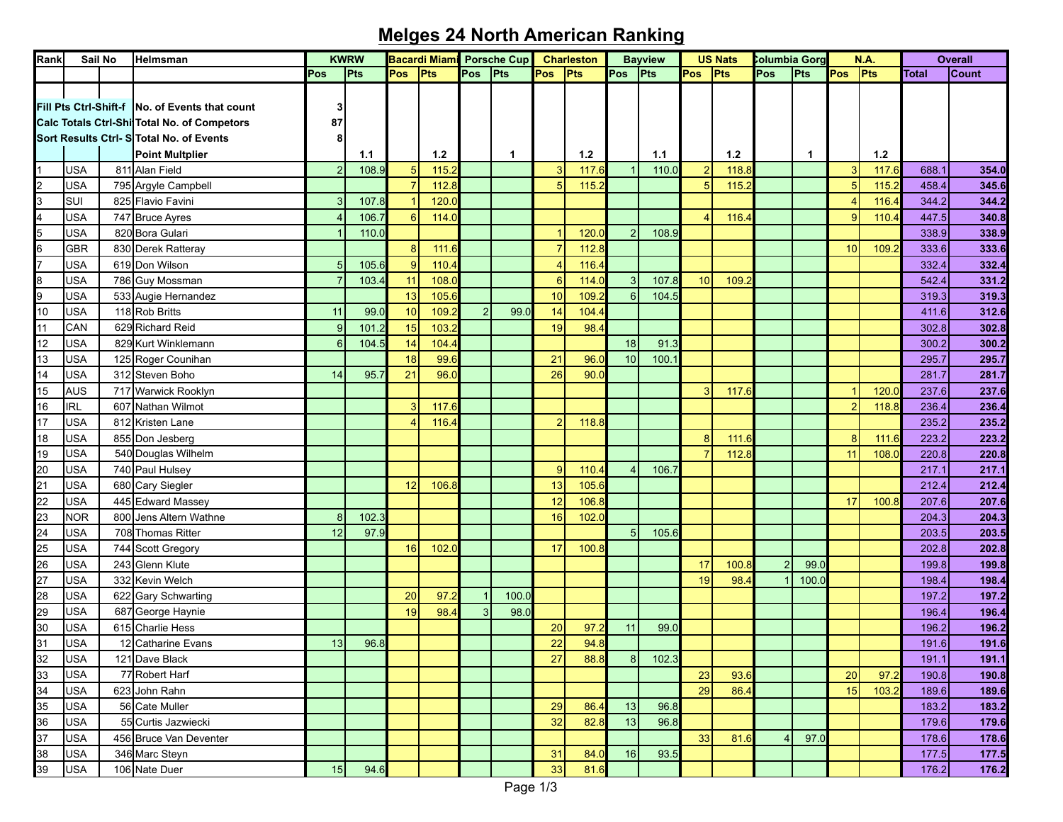# Melges 24 North American Ranking

| Rank | Sail No | | Helmsman | KWRW | | Bacardi Miami | | Porsche Cup | | Charleston | | Bayview | | US Nats | | Columbia Gorge | | N.A. | | Overall | |
|---|---|---|---|---|---|---|---|---|---|---|---|---|---|---|---|---|---|---|---|---|---|
| | | | | Pos | Pts | Pos | Pts | Pos | Pts | Pos | Pts | Pos | Pts | Pos | Pts | Pos | Pts | Pos | Pts | Total | Count |
| Fill Pts Ctrl-Shift-f | | | No. of Events that count | 3 | | | | | | | | | | | | | | | | | |
| Calc Totals Ctrl-Shi | | | Total No. of Competors | 87 | | | | | | | | | | | | | | | | | |
| Sort Results Ctrl- S | | | Total No. of Events | 8 | | | | | | | | | | | | | | | | | |
| | | | Point Multplier | | 1.1 | | 1.2 | | 1 | | 1.2 | | 1.1 | | 1.2 | | 1 | | 1.2 | | |
| 1 | USA | 811 | Alan Field | 2 | 108.9 | 5 | 115.2 | | | 3 | 117.6 | 1 | 110.0 | 2 | 118.8 | | | 3 | 117.6 | 688.1 | 354.0 |
| 2 | USA | 795 | Argyle Campbell | | | 7 | 112.8 | | | 5 | 115.2 | | | 5 | 115.2 | | | 5 | 115.2 | 458.4 | 345.6 |
| 3 | SUI | 825 | Flavio Favini | 3 | 107.8 | 1 | 120.0 | | | | | | | | | | | 4 | 116.4 | 344.2 | 344.2 |
| 4 | USA | 747 | Bruce Ayres | 4 | 106.7 | 6 | 114.0 | | | | | | | 4 | 116.4 | | | 9 | 110.4 | 447.5 | 340.8 |
| 5 | USA | 820 | Bora Gulari | 1 | 110.0 | | | | | 1 | 120.0 | 2 | 108.9 | | | | | | | 338.9 | 338.9 |
| 6 | GBR | 830 | Derek Ratteray | | | 8 | 111.6 | | | 7 | 112.8 | | | | | | | 10 | 109.2 | 333.6 | 333.6 |
| 7 | USA | 619 | Don Wilson | 5 | 105.6 | 9 | 110.4 | | | 4 | 116.4 | | | | | | | | | 332.4 | 332.4 |
| 8 | USA | 786 | Guy Mossman | 7 | 103.4 | 11 | 108.0 | | | 6 | 114.0 | 3 | 107.8 | 10 | 109.2 | | | | | 542.4 | 331.2 |
| 9 | USA | 533 | Augie Hernandez | | | 13 | 105.6 | | | 10 | 109.2 | 6 | 104.5 | | | | | | | 319.3 | 319.3 |
| 10 | USA | 118 | Rob Britts | 11 | 99.0 | 10 | 109.2 | 2 | 99.0 | 14 | 104.4 | | | | | | | | | 411.6 | 312.6 |
| 11 | CAN | 629 | Richard Reid | 9 | 101.2 | 15 | 103.2 | | | 19 | 98.4 | | | | | | | | | 302.8 | 302.8 |
| 12 | USA | 829 | Kurt Winklemann | 6 | 104.5 | 14 | 104.4 | | | | | 18 | 91.3 | | | | | | | 300.2 | 300.2 |
| 13 | USA | 125 | Roger Counihan | | | 18 | 99.6 | | | 21 | 96.0 | 10 | 100.1 | | | | | | | 295.7 | 295.7 |
| 14 | USA | 312 | Steven Boho | 14 | 95.7 | 21 | 96.0 | | | 26 | 90.0 | | | | | | | | | 281.7 | 281.7 |
| 15 | AUS | 717 | Warwick Rooklyn | | | | | | | | | | | 3 | 117.6 | | | 1 | 120.0 | 237.6 | 237.6 |
| 16 | IRL | 607 | Nathan Wilmot | | | 3 | 117.6 | | | | | | | | | | | 2 | 118.8 | 236.4 | 236.4 |
| 17 | USA | 812 | Kristen Lane | | | 4 | 116.4 | | | 2 | 118.8 | | | | | | | | | 235.2 | 235.2 |
| 18 | USA | 855 | Don Jesberg | | | | | | | | | | | 8 | 111.6 | | | 8 | 111.6 | 223.2 | 223.2 |
| 19 | USA | 540 | Douglas Wilhelm | | | | | | | | | | | 7 | 112.8 | | | 11 | 108.0 | 220.8 | 220.8 |
| 20 | USA | 740 | Paul Hulsey | | | | | | | 9 | 110.4 | 4 | 106.7 | | | | | | | 217.1 | 217.1 |
| 21 | USA | 680 | Cary Siegler | | | 12 | 106.8 | | | 13 | 105.6 | | | | | | | | | 212.4 | 212.4 |
| 22 | USA | 445 | Edward Massey | | | | | | | 12 | 106.8 | | | | | | | 17 | 100.8 | 207.6 | 207.6 |
| 23 | NOR | 800 | Jens Altern Wathne | 8 | 102.3 | | | | | 16 | 102.0 | | | | | | | | | 204.3 | 204.3 |
| 24 | USA | 708 | Thomas Ritter | 12 | 97.9 | | | | | | | 5 | 105.6 | | | | | | | 203.5 | 203.5 |
| 25 | USA | 744 | Scott Gregory | | | 16 | 102.0 | | | 17 | 100.8 | | | | | | | | | 202.8 | 202.8 |
| 26 | USA | 243 | Glenn Klute | | | | | | | | | | | 17 | 100.8 | 2 | 99.0 | | | 199.8 | 199.8 |
| 27 | USA | 332 | Kevin Welch | | | | | | | | | | | 19 | 98.4 | 1 | 100.0 | | | 198.4 | 198.4 |
| 28 | USA | 622 | Gary Schwarting | | | 20 | 97.2 | 1 | 100.0 | | | | | | | | | | | 197.2 | 197.2 |
| 29 | USA | 687 | George Haynie | | | 19 | 98.4 | 3 | 98.0 | | | | | | | | | | | 196.4 | 196.4 |
| 30 | USA | 615 | Charlie Hess | | | | | | | 20 | 97.2 | 11 | 99.0 | | | | | | | 196.2 | 196.2 |
| 31 | USA | 12 | Catharine Evans | 13 | 96.8 | | | | | 22 | 94.8 | | | | | | | | | 191.6 | 191.6 |
| 32 | USA | 121 | Dave Black | | | | | | | 27 | 88.8 | 8 | 102.3 | | | | | | | 191.1 | 191.1 |
| 33 | USA | 77 | Robert Harf | | | | | | | | | | | 23 | 93.6 | | | 20 | 97.2 | 190.8 | 190.8 |
| 34 | USA | 623 | John Rahn | | | | | | | | | | | 29 | 86.4 | | | 15 | 103.2 | 189.6 | 189.6 |
| 35 | USA | 56 | Cate Muller | | | | | | | 29 | 86.4 | 13 | 96.8 | | | | | | | 183.2 | 183.2 |
| 36 | USA | 55 | Curtis Jazwiecki | | | | | | | 32 | 82.8 | 13 | 96.8 | | | | | | | 179.6 | 179.6 |
| 37 | USA | 456 | Bruce Van Deventer | | | | | | | | | | | 33 | 81.6 | 4 | 97.0 | | | 178.6 | 178.6 |
| 38 | USA | 346 | Marc Steyn | | | | | | | 31 | 84.0 | 16 | 93.5 | | | | | | | 177.5 | 177.5 |
| 39 | USA | 106 | Nate Duer | 15 | 94.6 | | | | | 33 | 81.6 | | | | | | | | | 176.2 | 176.2 |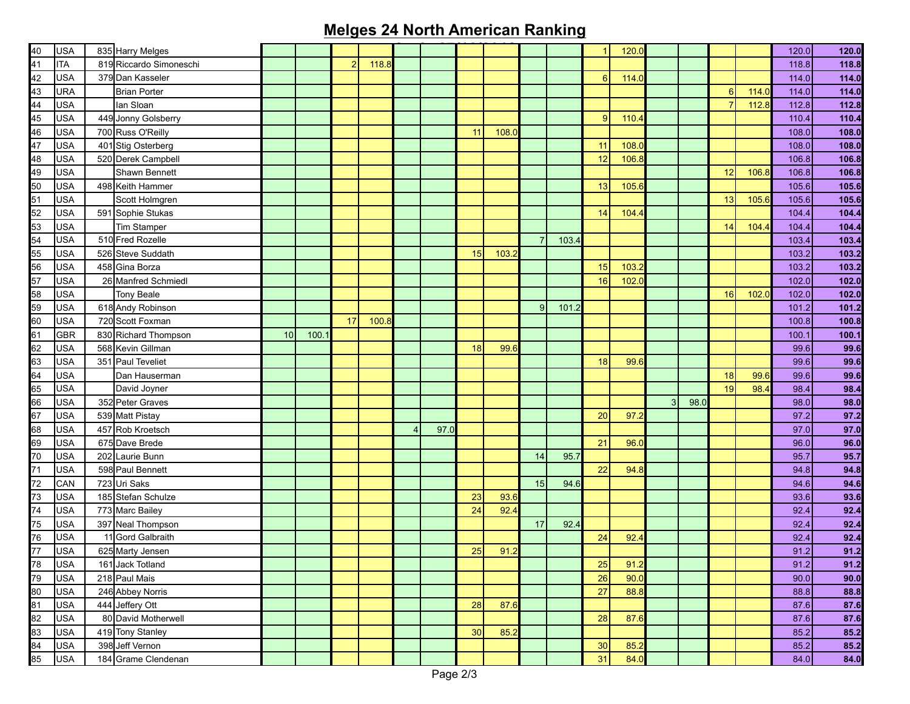# Melges 24 North American Ranking

| | | | | | | | | | | | | | | | | | | | | | |
|---|---|---|---|---|---|---|---|---|---|---|---|---|---|---|---|---|---|---|---|---|---|
| 40 | USA | 835 | Harry Melges | | | | | | | | | | | 1 | 120.0 | | | | | 120.0 | **120.0** |
| 41 | ITA | 819 | Riccardo Simoneschi | | | 2 | 118.8 | | | | | | | | | | | | | 118.8 | **118.8** |
| 42 | USA | 379 | Dan Kasseler | | | | | | | | | | | 6 | 114.0 | | | | | 114.0 | **114.0** |
| 43 | URA | | Brian Porter | | | | | | | | | | | | | | | 6 | 114.0 | 114.0 | **114.0** |
| 44 | USA | | Ian Sloan | | | | | | | | | | | | | | | 7 | 112.8 | 112.8 | **112.8** |
| 45 | USA | 449 | Jonny Golsberry | | | | | | | | | | | 9 | 110.4 | | | | | 110.4 | **110.4** |
| 46 | USA | 700 | Russ O'Reilly | | | | | | | 11 | 108.0 | | | | | | | | | 108.0 | **108.0** |
| 47 | USA | 401 | Stig Osterberg | | | | | | | | | | | 11 | 108.0 | | | | | 108.0 | **108.0** |
| 48 | USA | 520 | Derek Campbell | | | | | | | | | | | 12 | 106.8 | | | | | 106.8 | **106.8** |
| 49 | USA | | Shawn Bennett | | | | | | | | | | | | | | | 12 | 106.8 | 106.8 | **106.8** |
| 50 | USA | 498 | Keith Hammer | | | | | | | | | | | 13 | 105.6 | | | | | 105.6 | **105.6** |
| 51 | USA | | Scott Holmgren | | | | | | | | | | | | | | | 13 | 105.6 | 105.6 | **105.6** |
| 52 | USA | 591 | Sophie Stukas | | | | | | | | | | | 14 | 104.4 | | | | | 104.4 | **104.4** |
| 53 | USA | | Tim Stamper | | | | | | | | | | | | | | | 14 | 104.4 | 104.4 | **104.4** |
| 54 | USA | 510 | Fred Rozelle | | | | | | | | | 7 | 103.4 | | | | | | | 103.4 | **103.4** |
| 55 | USA | 526 | Steve Suddath | | | | | | | 15 | 103.2 | | | | | | | | | 103.2 | **103.2** |
| 56 | USA | 458 | Gina Borza | | | | | | | | | | | 15 | 103.2 | | | | | 103.2 | **103.2** |
| 57 | USA | 26 | Manfred Schmiedl | | | | | | | | | | | 16 | 102.0 | | | | | 102.0 | **102.0** |
| 58 | USA | | Tony Beale | | | | | | | | | | | | | | | 16 | 102.0 | 102.0 | **102.0** |
| 59 | USA | 618 | Andy Robinson | | | | | | | | | 9 | 101.2 | | | | | | | 101.2 | **101.2** |
| 60 | USA | 720 | Scott Foxman | | | 17 | 100.8 | | | | | | | | | | | | | 100.8 | **100.8** |
| 61 | GBR | 830 | Richard Thompson | 10 | 100.1 | | | | | | | | | | | | | | | 100.1 | **100.1** |
| 62 | USA | 568 | Kevin Gillman | | | | | | | 18 | 99.6 | | | | | | | | | 99.6 | **99.6** |
| 63 | USA | 351 | Paul Teveliet | | | | | | | | | | | 18 | 99.6 | | | | | 99.6 | **99.6** |
| 64 | USA | | Dan Hauserman | | | | | | | | | | | | | | | 18 | 99.6 | 99.6 | **99.6** |
| 65 | USA | | David Joyner | | | | | | | | | | | | | | | 19 | 98.4 | 98.4 | **98.4** |
| 66 | USA | 352 | Peter Graves | | | | | | | | | | | | | 3 | 98.0 | | | 98.0 | **98.0** |
| 67 | USA | 539 | Matt Pistay | | | | | | | | | | | 20 | 97.2 | | | | | 97.2 | **97.2** |
| 68 | USA | 457 | Rob Kroetsch | | | | | 4 | 97.0 | | | | | | | | | | | 97.0 | **97.0** |
| 69 | USA | 675 | Dave Brede | | | | | | | | | | | 21 | 96.0 | | | | | 96.0 | **96.0** |
| 70 | USA | 202 | Laurie Bunn | | | | | | | | | 14 | 95.7 | | | | | | | 95.7 | **95.7** |
| 71 | USA | 598 | Paul Bennett | | | | | | | | | | | 22 | 94.8 | | | | | 94.8 | **94.8** |
| 72 | CAN | 723 | Uri Saks | | | | | | | | | 15 | 94.6 | | | | | | | 94.6 | **94.6** |
| 73 | USA | 185 | Stefan Schulze | | | | | | | 23 | 93.6 | | | | | | | | | 93.6 | **93.6** |
| 74 | USA | 773 | Marc Bailey | | | | | | | 24 | 92.4 | | | | | | | | | 92.4 | **92.4** |
| 75 | USA | 397 | Neal Thompson | | | | | | | | | 17 | 92.4 | | | | | | | 92.4 | **92.4** |
| 76 | USA | 11 | Gord Galbraith | | | | | | | | | | | 24 | 92.4 | | | | | 92.4 | **92.4** |
| 77 | USA | 625 | Marty Jensen | | | | | | | 25 | 91.2 | | | | | | | | | 91.2 | **91.2** |
| 78 | USA | 161 | Jack Totland | | | | | | | | | | | 25 | 91.2 | | | | | 91.2 | **91.2** |
| 79 | USA | 218 | Paul Mais | | | | | | | | | | | 26 | 90.0 | | | | | 90.0 | **90.0** |
| 80 | USA | 246 | Abbey Norris | | | | | | | | | | | 27 | 88.8 | | | | | 88.8 | **88.8** |
| 81 | USA | 444 | Jeffery Ott | | | | | | | 28 | 87.6 | | | | | | | | | 87.6 | **87.6** |
| 82 | USA | 80 | David Motherwell | | | | | | | | | | | 28 | 87.6 | | | | | 87.6 | **87.6** |
| 83 | USA | 419 | Tony Stanley | | | | | | | 30 | 85.2 | | | | | | | | | 85.2 | **85.2** |
| 84 | USA | 398 | Jeff Vernon | | | | | | | | | | | 30 | 85.2 | | | | | 85.2 | **85.2** |
| 85 | USA | 184 | Grame Clendenan | | | | | | | | | | | 31 | 84.0 | | | | | 84.0 | **84.0** |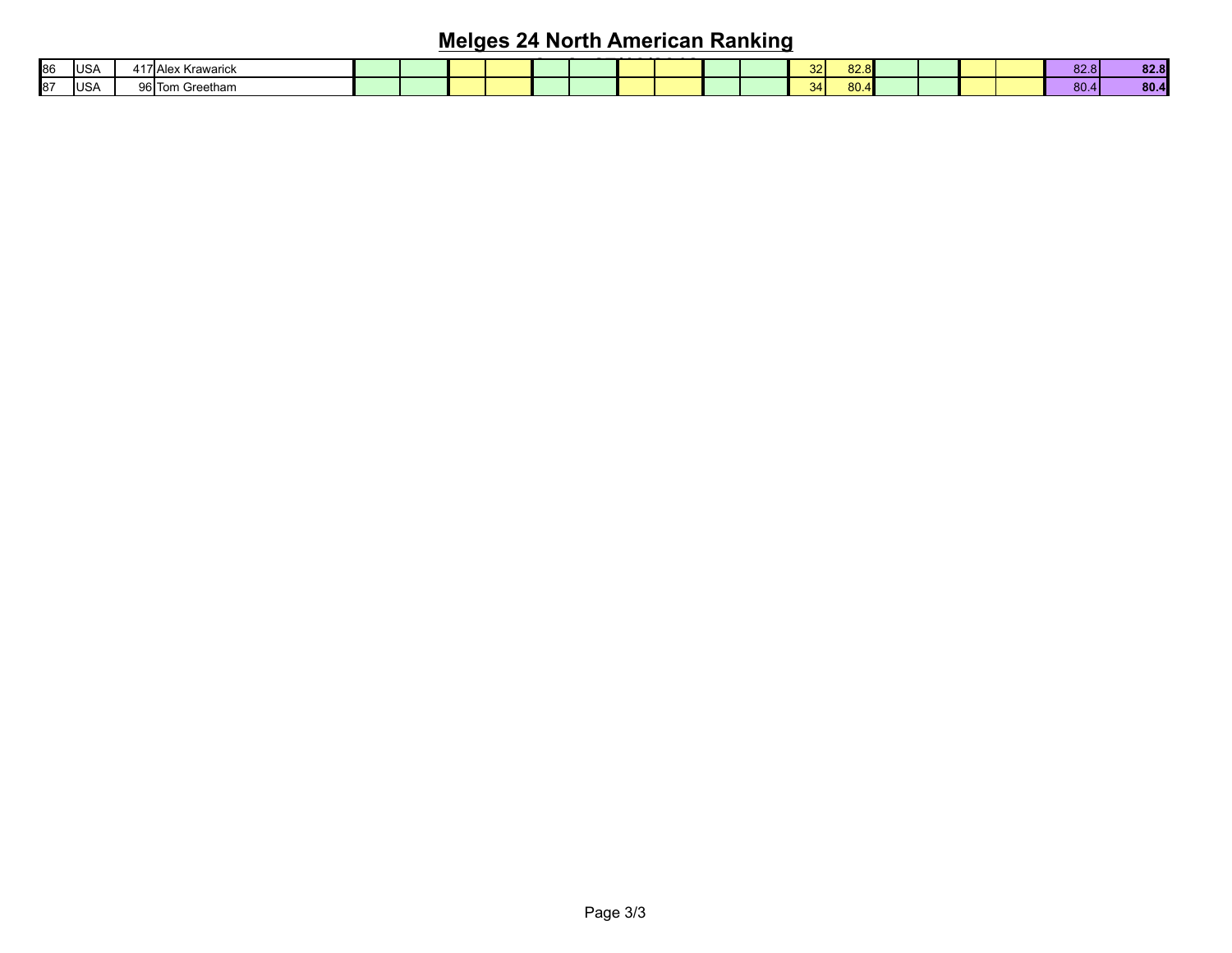# Melges 24 North American Ranking

| | | | | | | | | | | | | | | | | | | | | | |
|---|---|---|---|---|---|---|---|---|---|---|---|---|---|---|---|---|---|---|---|---|---|
| 86 | USA | 417 | Alex Krawarick | | | | | | | | | | | 32 | 82.8 | | | | | 82.8 | **82.8** |
| 87 | USA | 96 | Tom Greetham | | | | | | | | | | | 34 | 80.4 | | | | | 80.4 | **80.4** |